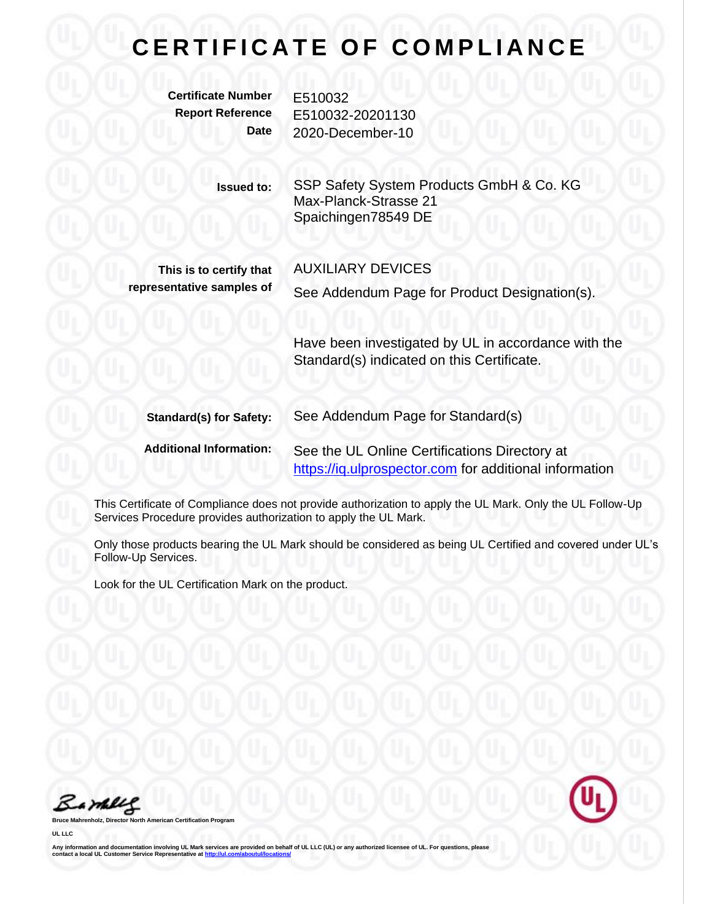# CERTIFICATE OF COMPLIANCE

**Certificate Number** E510032
**Report Reference** E510032-20201130
**Date** 2020-December-10

**Issued to:** SSP Safety System Products GmbH & Co. KG
Max-Planck-Strasse 21
Spaichingen78549 DE

**This is to certify that representative samples of** AUXILIARY DEVICES
See Addendum Page for Product Designation(s).

Have been investigated by UL in accordance with the Standard(s) indicated on this Certificate.

**Standard(s) for Safety:** See Addendum Page for Standard(s)

**Additional Information:** See the UL Online Certifications Directory at [https://iq.ulprospector.com](https://iq.ulprospector.com) for additional information

This Certificate of Compliance does not provide authorization to apply the UL Mark. Only the UL Follow-Up Services Procedure provides authorization to apply the UL Mark.

Only those products bearing the UL Mark should be considered as being UL Certified and covered under UL's Follow-Up Services.

Look for the UL Certification Mark on the product.

**Bruce Mahrenholz, Director North American Certification Program**

**UL LLC**

**Any information and documentation involving UL Mark services are provided on behalf of UL LLC (UL) or any authorized licensee of UL. For questions, please contact a local UL Customer Service Representative at [http://ul.com/aboutul/locations/](http://ul.com/aboutul/locations/)**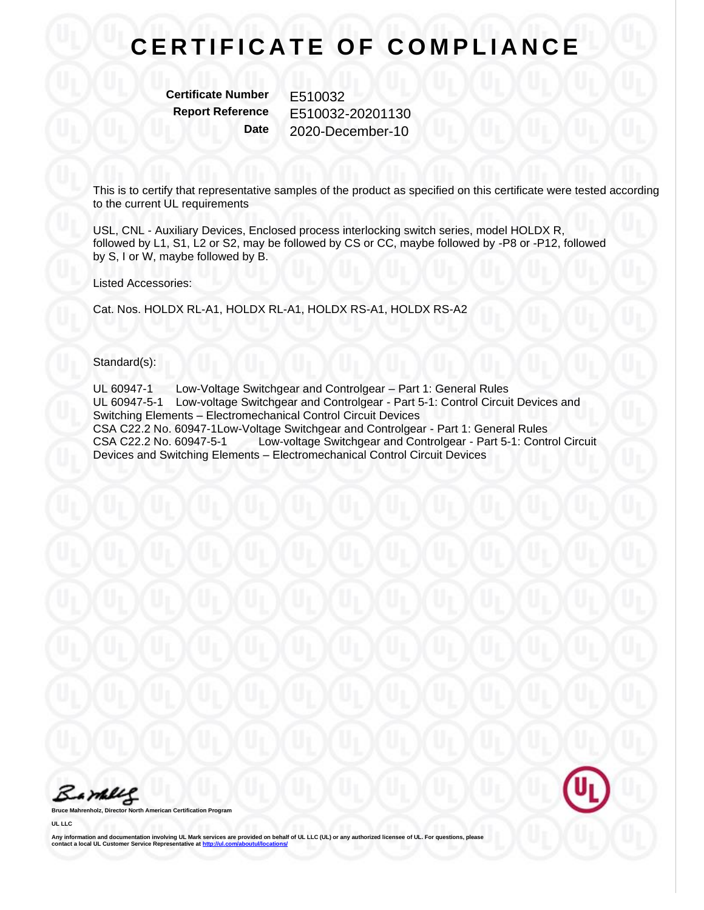# CERTIFICATE OF COMPLIANCE

**Certificate Number** E510032
**Report Reference** E510032-20201130
**Date** 2020-December-10

This is to certify that representative samples of the product as specified on this certificate were tested according to the current UL requirements

USL, CNL - Auxiliary Devices, Enclosed process interlocking switch series, model HOLDX R, followed by L1, S1, L2 or S2, may be followed by CS or CC, maybe followed by -P8 or -P12, followed by S, I or W, maybe followed by B.

Listed Accessories:

Cat. Nos. HOLDX RL-A1, HOLDX RL-A1, HOLDX RS-A1, HOLDX RS-A2

Standard(s):

UL 60947-1 Low-Voltage Switchgear and Controlgear – Part 1: General Rules
UL 60947-5-1 Low-voltage Switchgear and Controlgear - Part 5-1: Control Circuit Devices and Switching Elements – Electromechanical Control Circuit Devices
CSA C22.2 No. 60947-1Low-Voltage Switchgear and Controlgear - Part 1: General Rules
CSA C22.2 No. 60947-5-1 Low-voltage Switchgear and Controlgear - Part 5-1: Control Circuit Devices and Switching Elements – Electromechanical Control Circuit Devices

**Bruce Mahrenholz, Director North American Certification Program**

**UL LLC**

**Any information and documentation involving UL Mark services are provided on behalf of UL LLC (UL) or any authorized licensee of UL. For questions, please contact a local UL Customer Service Representative at http://ul.com/aboutul/locations/**